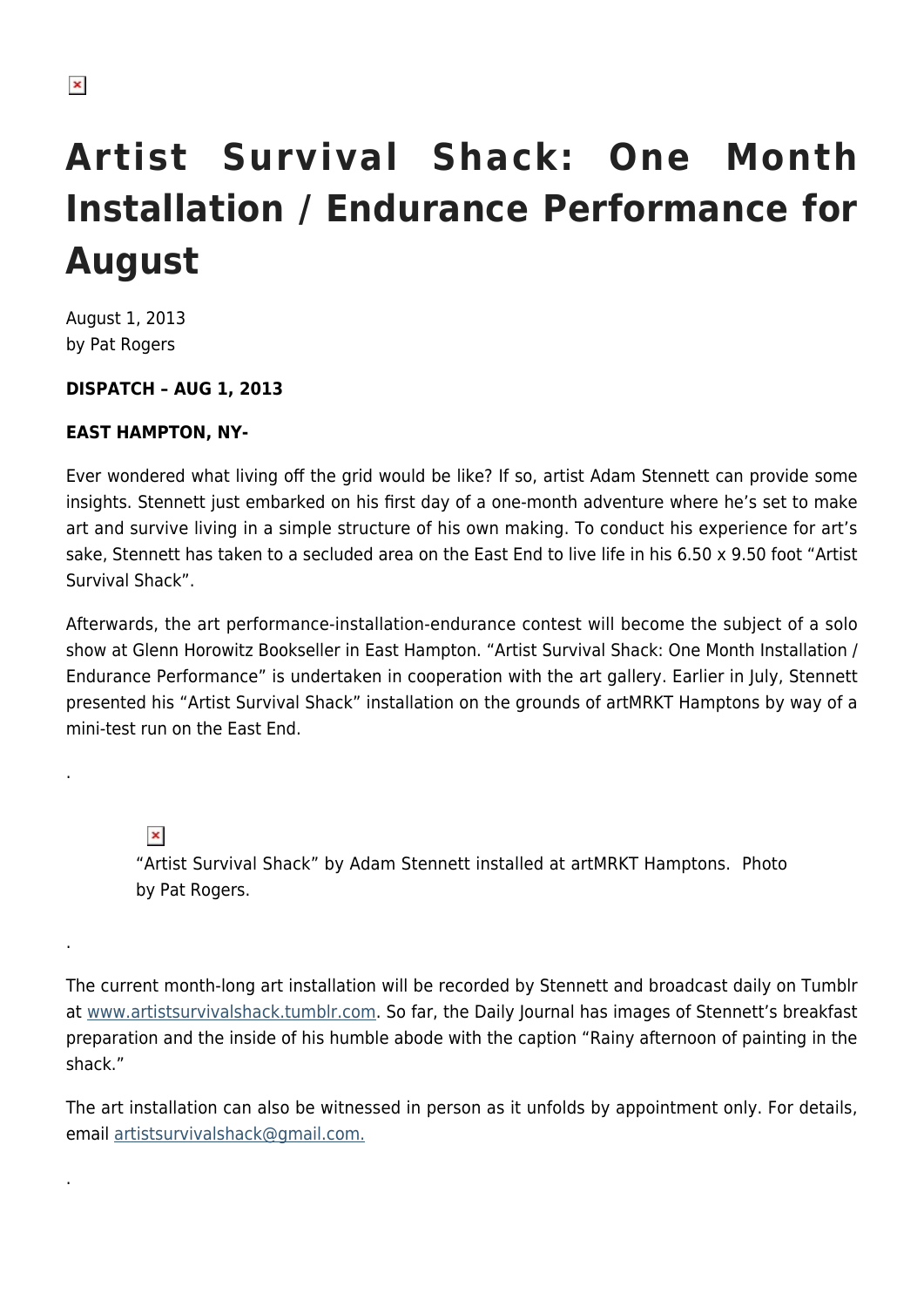# Artist Survival Shack: One Month Installation / Endurance Performance for August

August 1, 2013
by Pat Rogers

**DISPATCH – AUG 1, 2013**

**EAST HAMPTON, NY-**

Ever wondered what living off the grid would be like? If so, artist Adam Stennett can provide some insights. Stennett just embarked on his first day of a one-month adventure where he's set to make art and survive living in a simple structure of his own making. To conduct his experience for art's sake, Stennett has taken to a secluded area on the East End to live life in his 6.50 x 9.50 foot "Artist Survival Shack".

Afterwards, the art performance-installation-endurance contest will become the subject of a solo show at Glenn Horowitz Bookseller in East Hampton. "Artist Survival Shack: One Month Installation / Endurance Performance" is undertaken in cooperation with the art gallery. Earlier in July, Stennett presented his "Artist Survival Shack" installation on the grounds of artMRKT Hamptons by way of a mini-test run on the East End.

.

"Artist Survival Shack" by Adam Stennett installed at artMRKT Hamptons. Photo by Pat Rogers.

.

The current month-long art installation will be recorded by Stennett and broadcast daily on Tumblr at www.artistsurvivalshack.tumblr.com. So far, the Daily Journal has images of Stennett's breakfast preparation and the inside of his humble abode with the caption "Rainy afternoon of painting in the shack."

The art installation can also be witnessed in person as it unfolds by appointment only. For details, email artistsurvivalshack@gmail.com.

.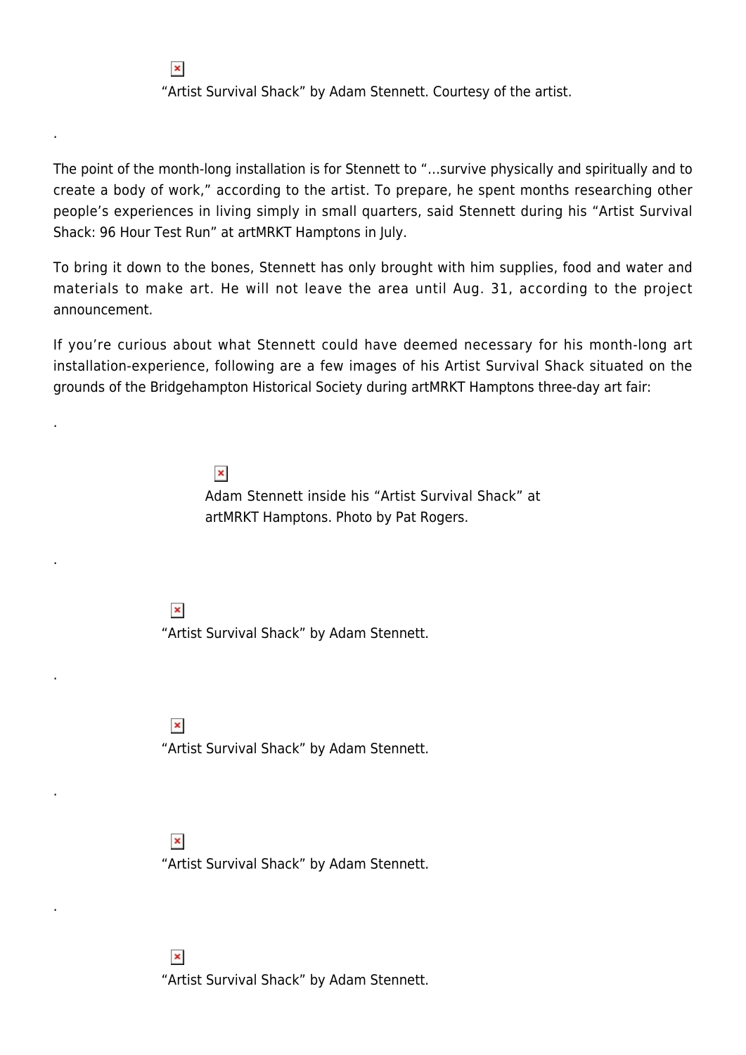"Artist Survival Shack" by Adam Stennett. Courtesy of the artist.

.

The point of the month-long installation is for Stennett to "…survive physically and spiritually and to create a body of work," according to the artist. To prepare, he spent months researching other people's experiences in living simply in small quarters, said Stennett during his "Artist Survival Shack: 96 Hour Test Run" at artMRKT Hamptons in July.

To bring it down to the bones, Stennett has only brought with him supplies, food and water and materials to make art. He will not leave the area until Aug. 31, according to the project announcement.

If you're curious about what Stennett could have deemed necessary for his month-long art installation-experience, following are a few images of his Artist Survival Shack situated on the grounds of the Bridgehampton Historical Society during artMRKT Hamptons three-day art fair:

.

Adam Stennett inside his "Artist Survival Shack" at artMRKT Hamptons. Photo by Pat Rogers.

.

"Artist Survival Shack" by Adam Stennett.

.

"Artist Survival Shack" by Adam Stennett.

.

"Artist Survival Shack" by Adam Stennett.

.

"Artist Survival Shack" by Adam Stennett.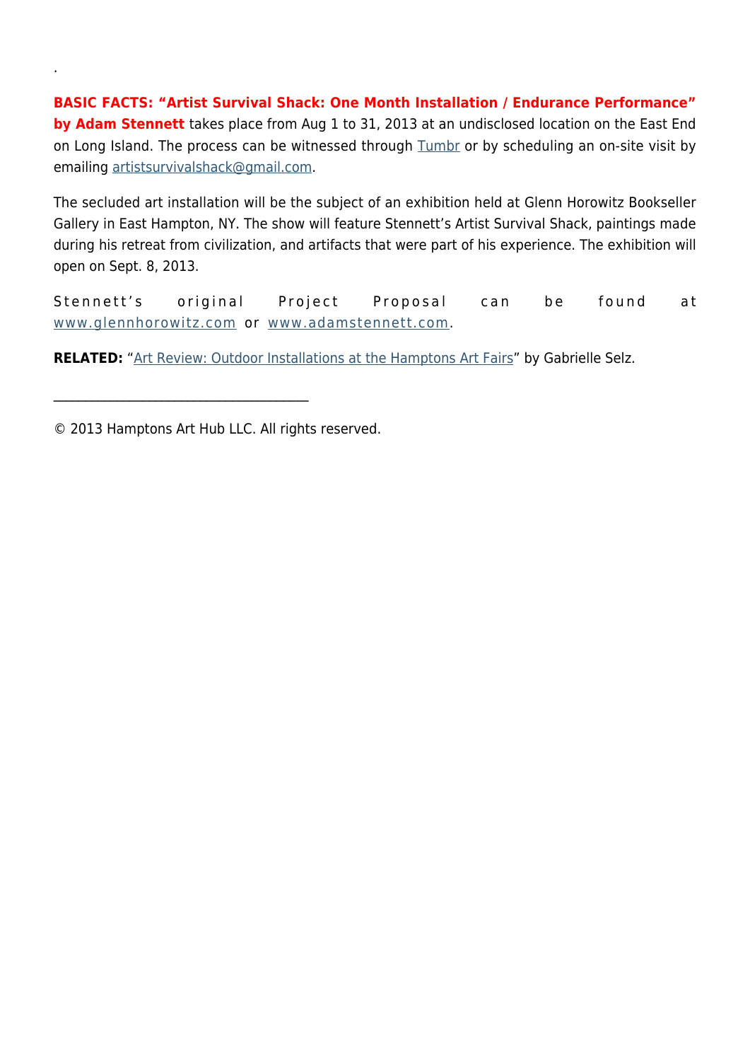.

**BASIC FACTS: "Artist Survival Shack: One Month Installation / Endurance Performance" by Adam Stennett** takes place from Aug 1 to 31, 2013 at an undisclosed location on the East End on Long Island. The process can be witnessed through Tumbr or by scheduling an on-site visit by emailing artistsurvivalshack@gmail.com.

The secluded art installation will be the subject of an exhibition held at Glenn Horowitz Bookseller Gallery in East Hampton, NY. The show will feature Stennett's Artist Survival Shack, paintings made during his retreat from civilization, and artifacts that were part of his experience. The exhibition will open on Sept. 8, 2013.

Stennett's original Project Proposal can be found at www.glennhorowitz.com or www.adamstennett.com.

**RELATED:** "Art Review: Outdoor Installations at the Hamptons Art Fairs" by Gabrielle Selz.

---

© 2013 Hamptons Art Hub LLC. All rights reserved.